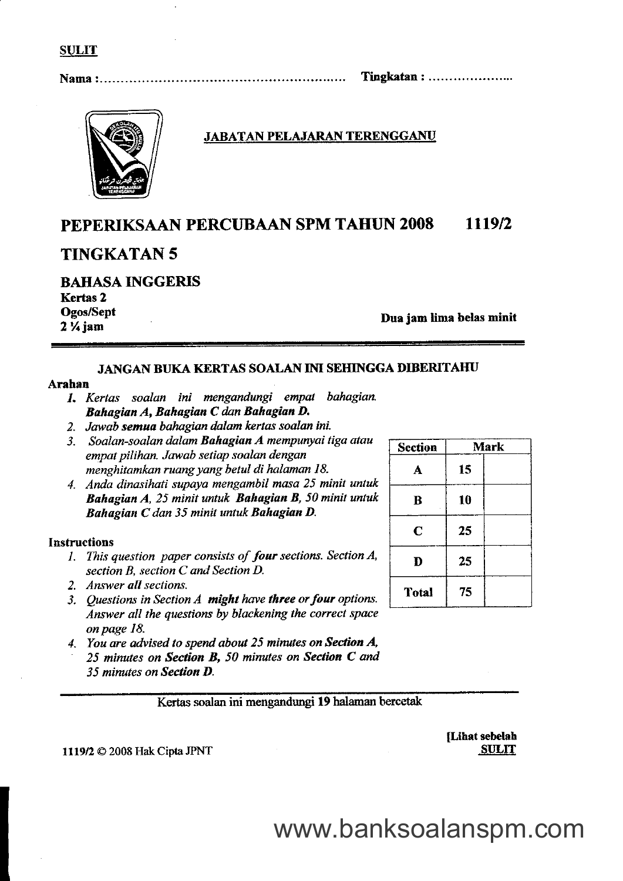SULIT

Nama :…………………………………………………… Tingkatan : ………………..

JABATAN PELAJARAN TERENGGANU

# PEPERIKSAAN PERCUBAAN SPM TAHUN 2008 1119/2

## TINGKATAN 5

**BAHASA INGGERIS**
**Kertas 2**
**Ogos/Sept**
**2 ¼ jam**

**Dua jam lima belas minit**

**JANGAN BUKA KERTAS SOALAN INI SEHINGGA DIBERITAHU**

**Arahan**

1. *Kertas soalan ini mengandungi empat bahagian.* ***Bahagian A, Bahagian C dan Bahagian D.***
2. *Jawab* ***semua*** *bahagian dalam kertas soalan ini.*
3. *Soalan-soalan dalam* ***Bahagian A*** *mempunyai tiga atau empat pilihan. Jawab setiap soalan dengan menghitamkan ruang yang betul di halaman 18.*
4. *Anda dinasihati supaya mengambil masa 25 minit untuk* ***Bahagian A****, 25 minit untuk* ***Bahagian B****, 50 minit untuk* ***Bahagian C*** *dan 35 minit untuk* ***Bahagian D****.*

**Instructions**

1. *This question paper consists of* ***four*** *sections. Section A, section B, section C and Section D.*
2. *Answer* ***all sections.***
3. *Questions in Section A* ***might*** *have* ***three or four*** *options. Answer all the questions by blackening the correct space on page 18.*
4. *You are advised to spend about 25 minutes on* ***Section A****, 25 minutes on* ***Section B****, 50 minutes on* ***Section C*** *and 35 minutes on* ***Section D****.*

| Section | Mark | |
|---|---|---|
| A | 15 | |
| B | 10 | |
| C | 25 | |
| D | 25 | |
| Total | 75 | |

Kertas soalan ini mengandungi 19 halaman bercetak

1119/2 © 2008 Hak Cipta JPNT

[Lihat sebelah
SULIT

www.banksoalanspm.com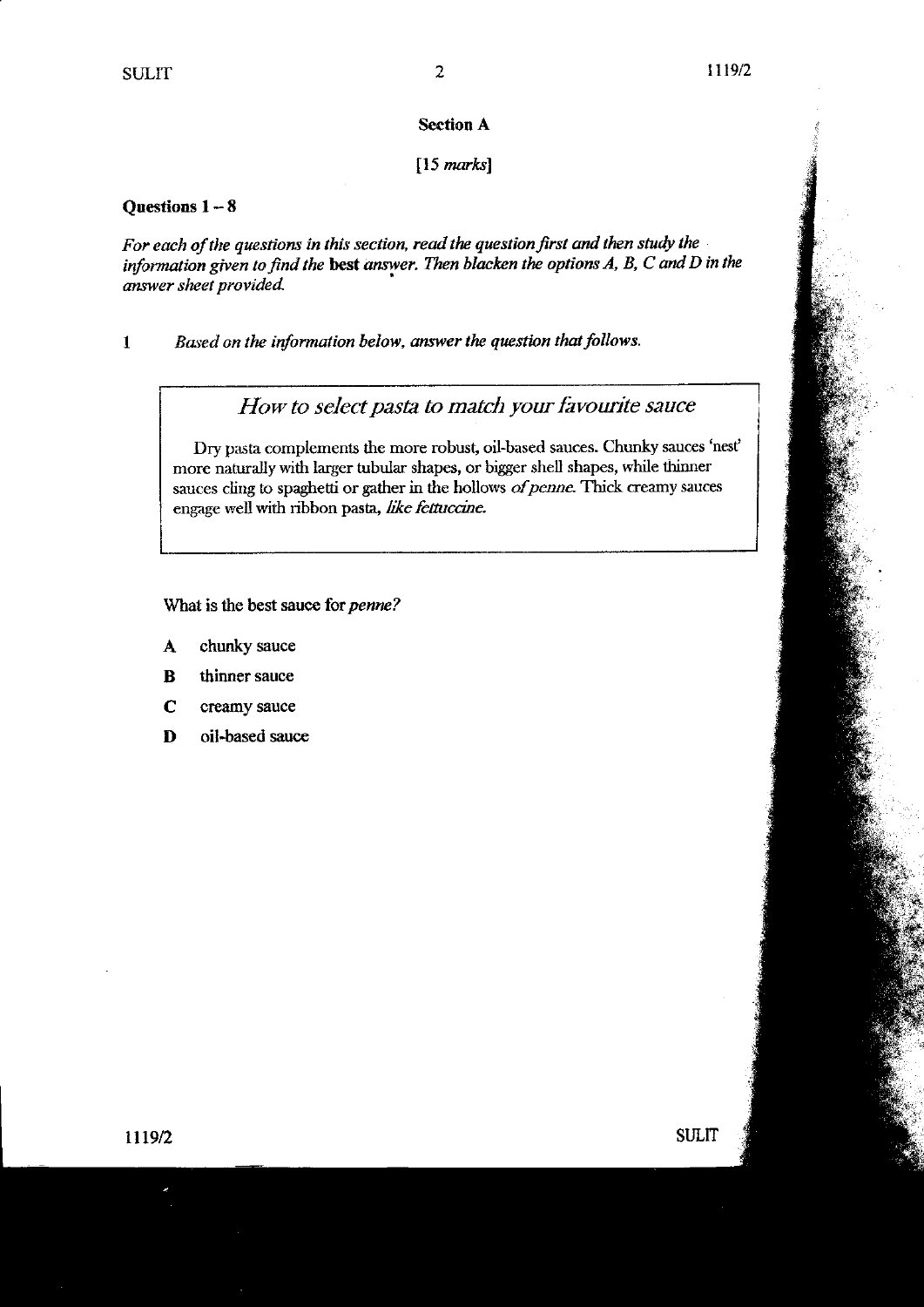## Section A

[15 *marks*]

**Questions 1 – 8**

*For each of the questions in this section, read the question first and then study the information given to find the* **best** *answer. Then blacken the options A, B, C and D in the answer sheet provided.*

1 *Based on the information below, answer the question that follows.*

> ### *How to select pasta to match your favourite sauce*
>
> Dry pasta complements the more robust, oil-based sauces. Chunky sauces 'nest' more naturally with larger tubular shapes, or bigger shell shapes, while thinner sauces cling to spaghetti or gather in the hollows *of penne*. Thick creamy sauces engage well with ribbon pasta, *like fettuccine*.

What is the best sauce for *penne?*

**A** chunky sauce

**B** thinner sauce

**C** creamy sauce

**D** oil-based sauce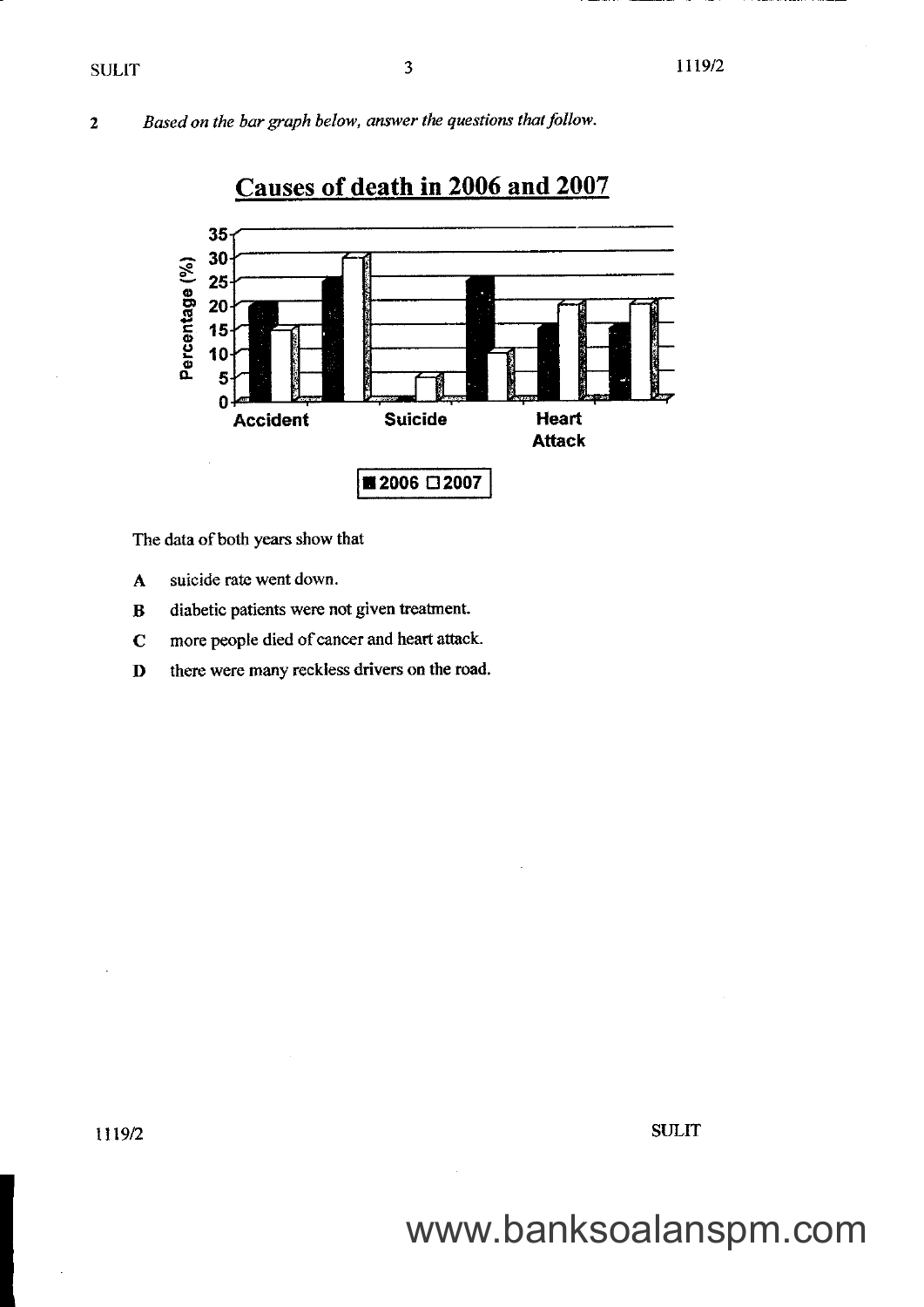**2** *Based on the bar graph below, answer the questions that follow.*

## Causes of death in 2006 and 2007

| Cause | 2006 (%) | 2007 (%) |
|---|---|---|
| Accident | 20 | 15 |
| | 25 | 30 |
| Suicide | 0 | 5 |
| | 25 | 10 |
| Heart Attack | 15 | 20 |
| | 15 | 20 |

■ 2006 □ 2007

The data of both years show that

**A** suicide rate went down.

**B** diabetic patients were not given treatment.

**C** more people died of cancer and heart attack.

**D** there were many reckless drivers on the road.

www.banksoalanspm.com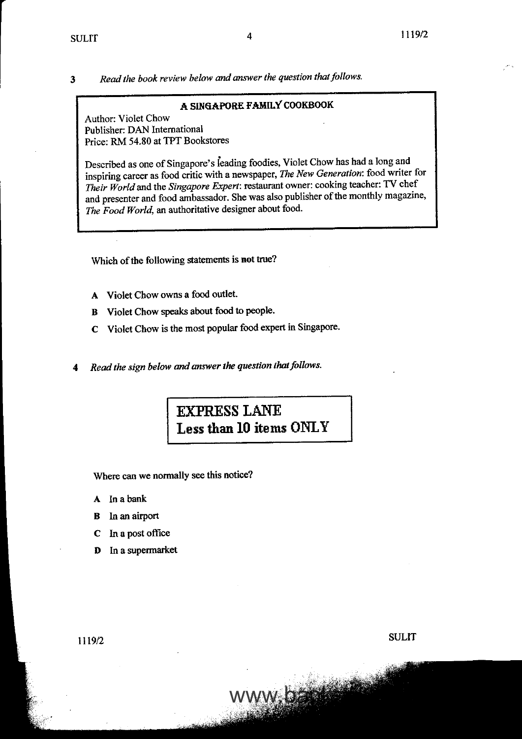3 *Read the book review below and answer the question that follows.*

> **A SINGAPORE FAMILY COOKBOOK**
>
> Author: Violet Chow
> Publisher: DAN International
> Price: RM 54.80 at TPT Bookstores
>
> Described as one of Singapore's leading foodies, Violet Chow has had a long and inspiring career as food critic with a newspaper, *The New Generation*: food writer for *Their World* and the *Singapore Expert*: restaurant owner: cooking teacher: TV chef and presenter and food ambassador. She was also publisher of the monthly magazine, *The Food World*, an authoritative designer about food.

Which of the following statements is **not** true?

**A** Violet Chow owns a food outlet.

**B** Violet Chow speaks about food to people.

**C** Violet Chow is the most popular food expert in Singapore.

4 *Read the sign below and answer the question that follows.*

> **EXPRESS LANE**
> **Less than 10 items ONLY**

Where can we normally see this notice?

**A** In a bank

**B** In an airport

**C** In a post office

**D** In a supermarket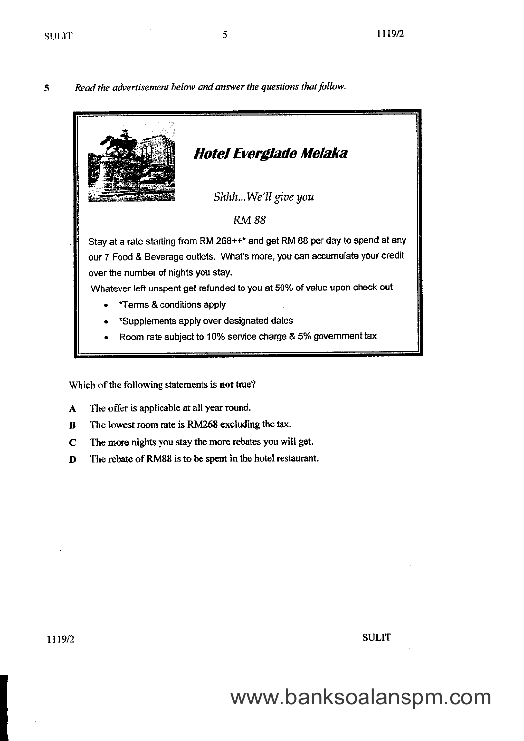5 *Read the advertisement below and answer the questions that follow.*

## *Hotel Everglade Melaka*

*Shhh...We'll give you*

*RM 88*

Stay at a rate starting from RM 268++* and get RM 88 per day to spend at any our 7 Food & Beverage outlets. What's more, you can accumulate your credit over the number of nights you stay.

Whatever left unspent get refunded to you at 50% of value upon check out

- *Terms & conditions apply
- *Supplements apply over designated dates
- Room rate subject to 10% service charge & 5% government tax

Which of the following statements is **not** true?

**A** The offer is applicable at all year round.

**B** The lowest room rate is RM268 excluding the tax.

**C** The more nights you stay the more rebates you will get.

**D** The rebate of RM88 is to be spent in the hotel restaurant.

www.banksoalanspm.com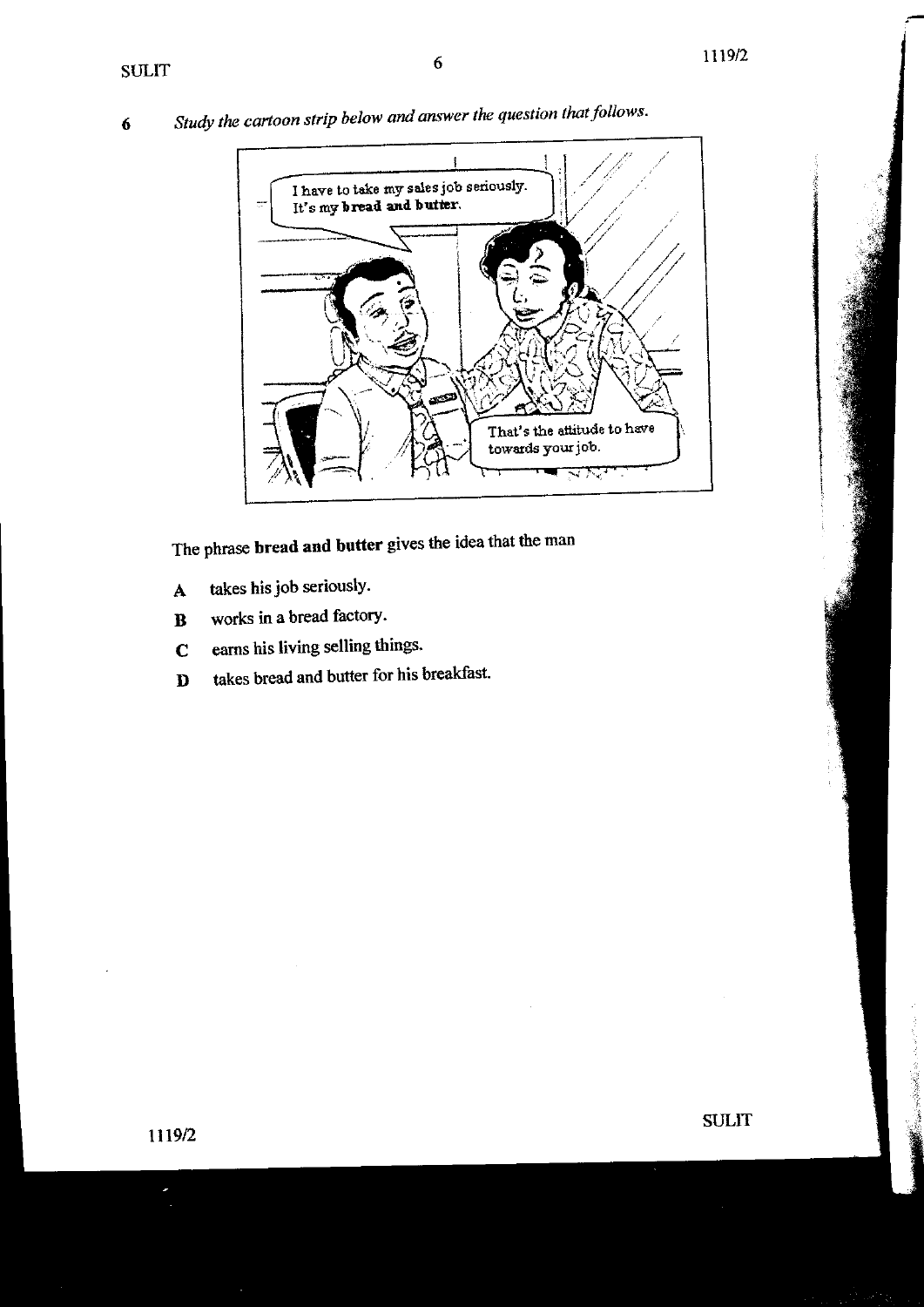6 *Study the cartoon strip below and answer the question that follows.*

I have to take my sales job seriously. It's my **bread and butter**.

That's the attitude to have towards your job.

The phrase **bread and butter** gives the idea that the man

**A** takes his job seriously.

**B** works in a bread factory.

**C** earns his living selling things.

**D** takes bread and butter for his breakfast.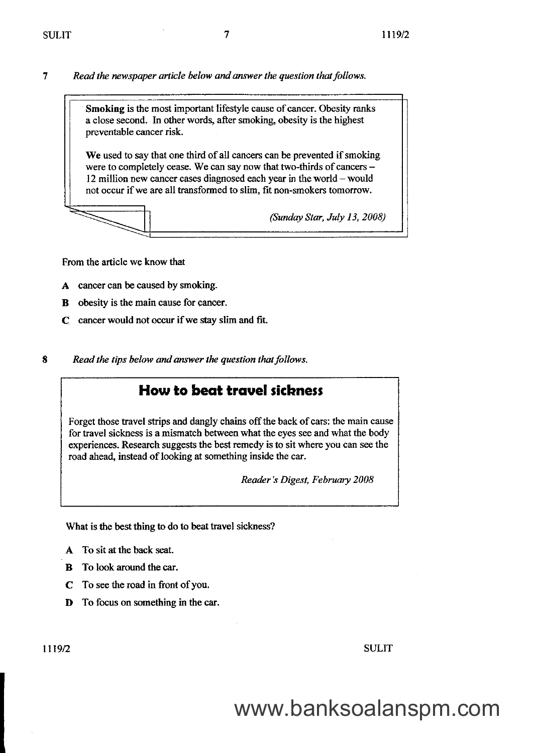7 *Read the newspaper article below and answer the question that follows.*

> **Smoking** is the most important lifestyle cause of cancer. Obesity ranks a close second. In other words, after smoking, obesity is the highest preventable cancer risk.
>
> **We** used to say that one third of all cancers can be prevented if smoking were to completely cease. We can say now that two-thirds of cancers – 12 million new cancer cases diagnosed each year in the world – would not occur if we are all transformed to slim, fit non-smokers tomorrow.
>
> *(Sunday Star, July 13, 2008)*

From the article we know that

**A** cancer can be caused by smoking.

**B** obesity is the main cause for cancer.

**C** cancer would not occur if we stay slim and fit.

8 *Read the tips below and answer the question that follows.*

> ## How to beat travel sickness
>
> Forget those travel strips and dangly chains off the back of cars: the main cause for travel sickness is a mismatch between what the eyes see and what the body experiences. Research suggests the best remedy is to sit where you can see the road ahead, instead of looking at something inside the car.
>
> *Reader's Digest, February 2008*

What is the best thing to do to beat travel sickness?

**A** To sit at the back seat.

**B** To look around the car.

**C** To see the road in front of you.

**D** To focus on something in the car.

www.banksoalanspm.com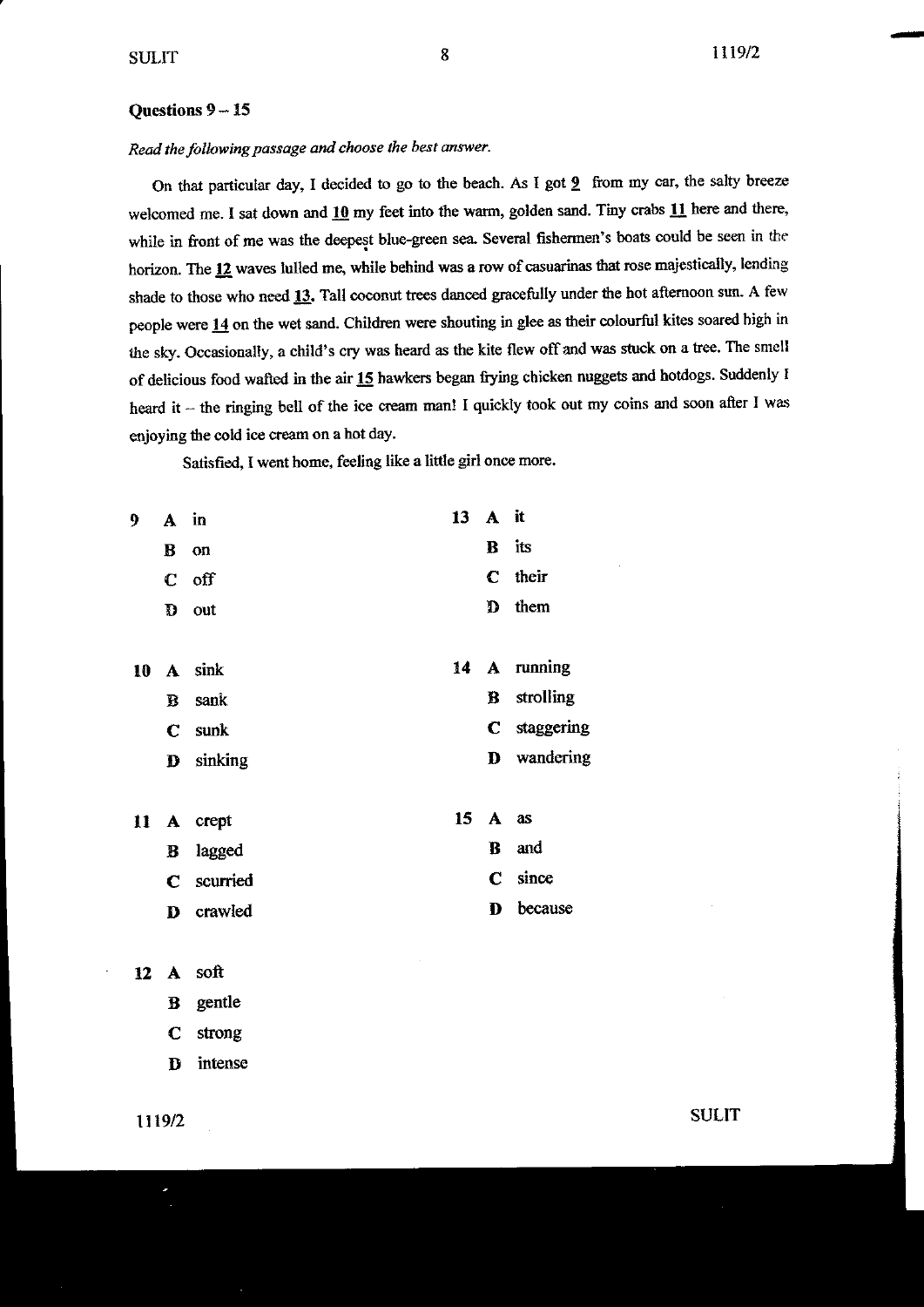## Questions 9 – 15

*Read the following passage and choose the best answer.*

On that particular day, I decided to go to the beach. As I got **9** from my car, the salty breeze welcomed me. I sat down and **10** my feet into the warm, golden sand. Tiny crabs **11** here and there, while in front of me was the deepest blue-green sea. Several fishermen's boats could be seen in the horizon. The **12** waves lulled me, while behind was a row of casuarinas that rose majestically, lending shade to those who need **13**. Tall coconut trees danced gracefully under the hot afternoon sun. A few people were **14** on the wet sand. Children were shouting in glee as their colourful kites soared high in the sky. Occasionally, a child's cry was heard as the kite flew off and was stuck on a tree. The smell of delicious food wafted in the air **15** hawkers began frying chicken nuggets and hotdogs. Suddenly I heard it – the ringing bell of the ice cream man! I quickly took out my coins and soon after I was enjoying the cold ice cream on a hot day.

Satisfied, I went home, feeling like a little girl once more.

**9**
- **A** in
- **B** on
- **C** off
- **D** out

**10**
- **A** sink
- **B** sank
- **C** sunk
- **D** sinking

**11**
- **A** crept
- **B** lagged
- **C** scurried
- **D** crawled

**12**
- **A** soft
- **B** gentle
- **C** strong
- **D** intense

**13**
- **A** it
- **B** its
- **C** their
- **D** them

**14**
- **A** running
- **B** strolling
- **C** staggering
- **D** wandering

**15**
- **A** as
- **B** and
- **C** since
- **D** because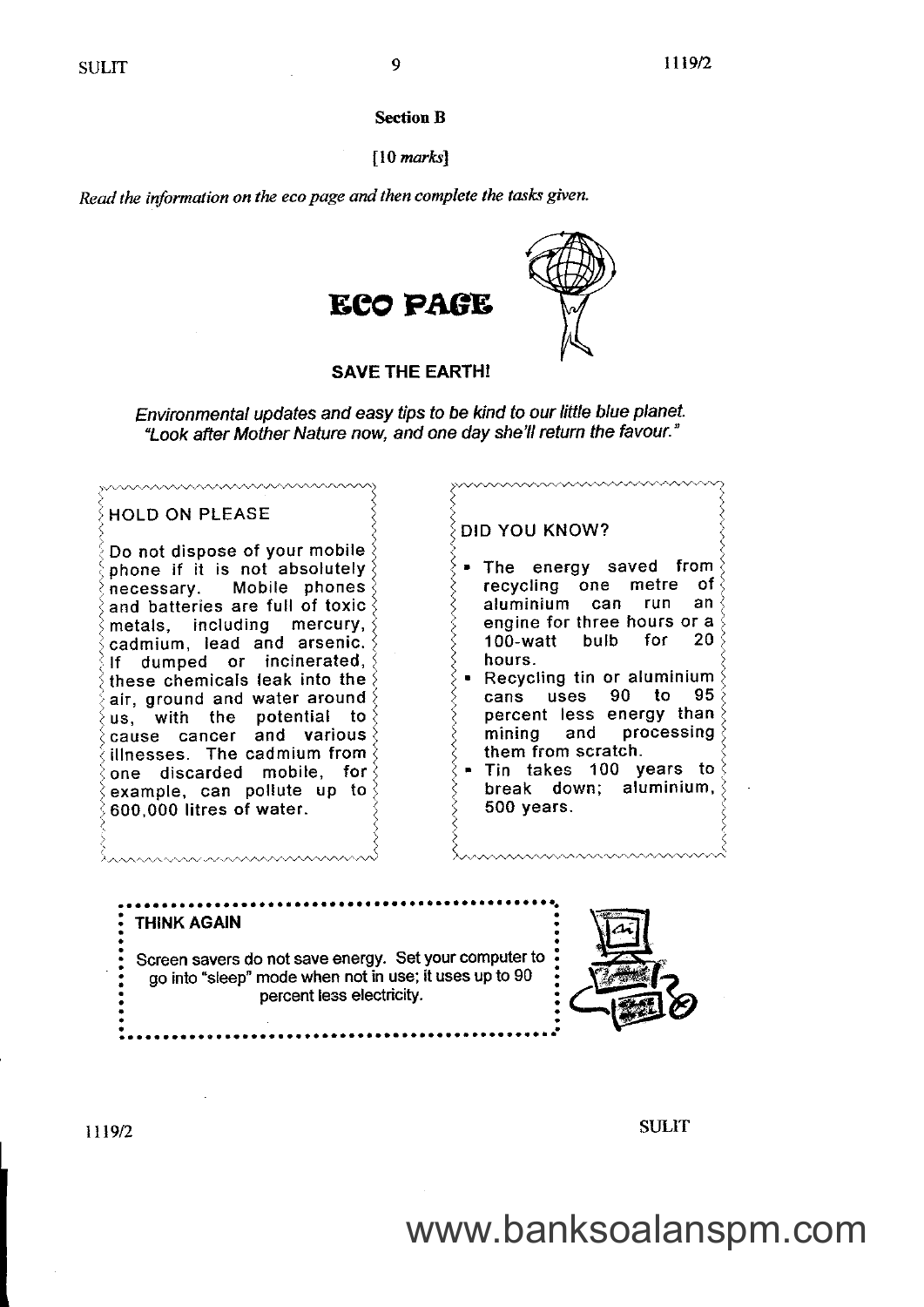**Section B**

[10 *marks*]

*Read the information on the eco page and then complete the tasks given.*

# ECO PAGE

**SAVE THE EARTH!**

*Environmental updates and easy tips to be kind to our little blue planet.*
*"Look after Mother Nature now, and one day she'll return the favour."*

### HOLD ON PLEASE

Do not dispose of your mobile phone if it is not absolutely necessary. Mobile phones and batteries are full of toxic metals, including mercury, cadmium, lead and arsenic. If dumped or incinerated, these chemicals leak into the air, ground and water around us, with the potential to cause cancer and various illnesses. The cadmium from one discarded mobile, for example, can pollute up to 600,000 litres of water.

### DID YOU KNOW?

- The energy saved from recycling one metre of aluminium can run an engine for three hours or a 100-watt bulb for 20 hours.
- Recycling tin or aluminium cans uses 90 to 95 percent less energy than mining and processing them from scratch.
- Tin takes 100 years to break down; aluminium, 500 years.

### THINK AGAIN

Screen savers do not save energy. Set your computer to go into "sleep" mode when not in use; it uses up to 90 percent less electricity.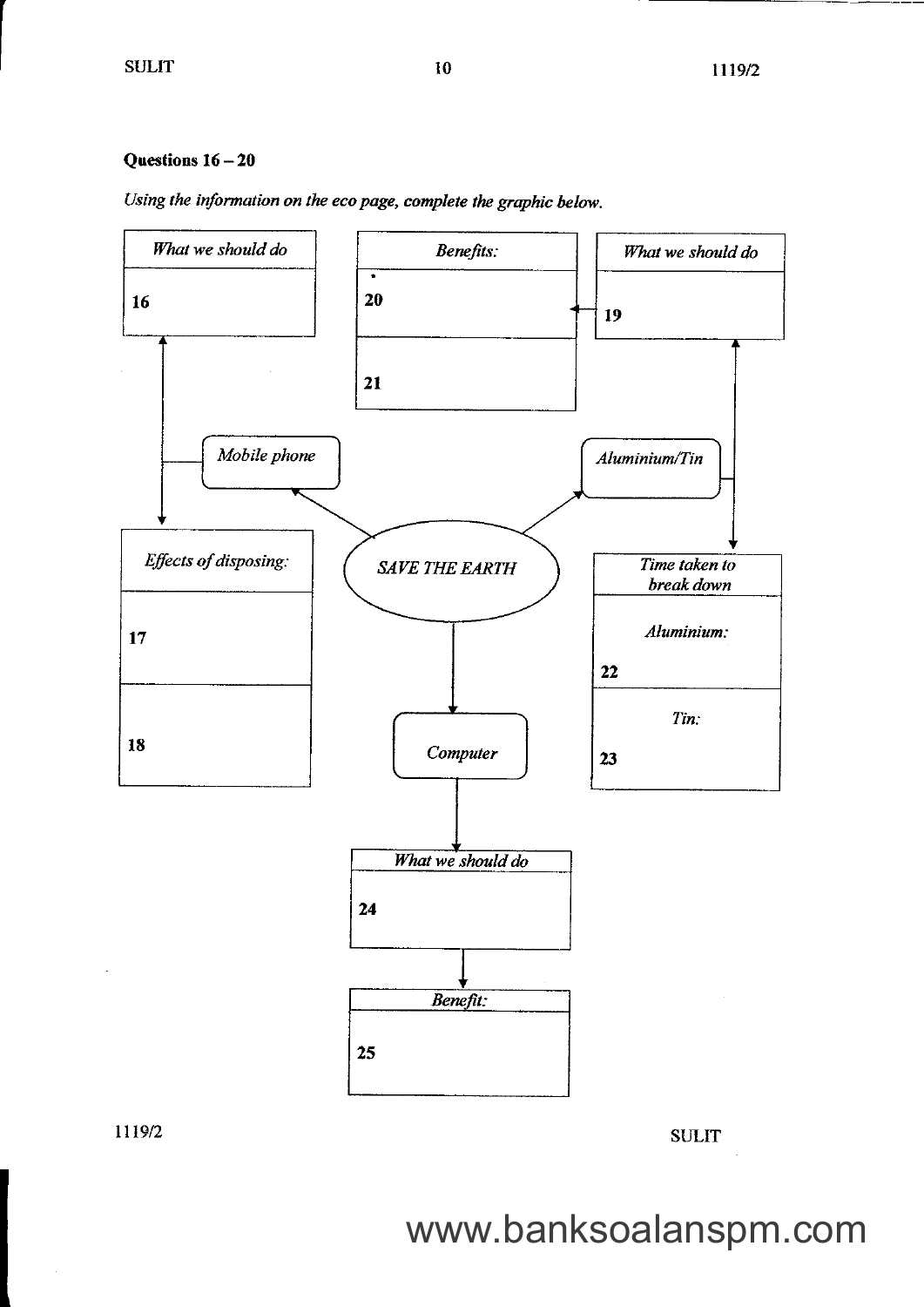**Questions 16 – 20**

*Using the information on the eco page, complete the graphic below.*

*SAVE THE EARTH*

*Mobile phone*

| *What we should do* |
| --- |
| 16 |

| *Effects of disposing:* |
| --- |
| 17 |
| 18 |

*Aluminium/Tin*

| *What we should do* |
| --- |
| 19 |

| *Benefits:* |
| --- |
| 20 |
| 21 |

| *Time taken to break down* |
| --- |
| *Aluminium:* 22 |
| *Tin:* 23 |

*Computer*

| *What we should do* |
| --- |
| 24 |

| *Benefit:* |
| --- |
| 25 |

www.banksoalanspm.com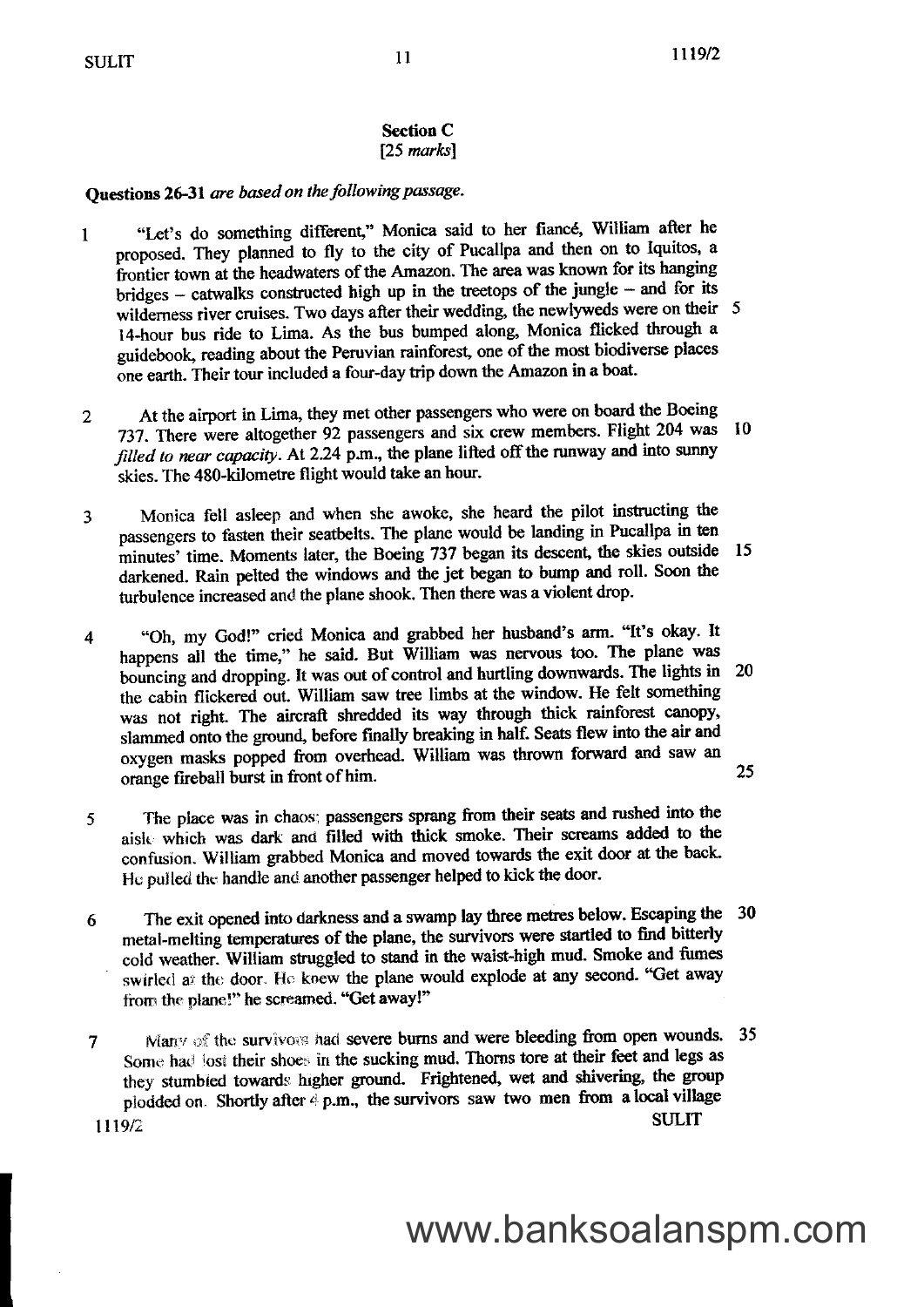## Section C
[25 *marks*]

**Questions 26-31** *are based on the following passage.*

1 "Let's do something different," Monica said to her fiancé, William after he proposed. They planned to fly to the city of Pucallpa and then on to Iquitos, a frontier town at the headwaters of the Amazon. The area was known for its hanging bridges – catwalks constructed high up in the treetops of the jungle – and for its wilderness river cruises. Two days after their wedding, the newlyweds were on their 14-hour bus ride to Lima. As the bus bumped along, Monica flicked through a guidebook, reading about the Peruvian rainforest, one of the most biodiverse places one earth. Their tour included a four-day trip down the Amazon in a boat. 5

2 At the airport in Lima, they met other passengers who were on board the Boeing 737. There were altogether 92 passengers and six crew members. Flight 204 was *filled to near capacity*. At 2.24 p.m., the plane lifted off the runway and into sunny skies. The 480-kilometre flight would take an hour. 10

3 Monica fell asleep and when she awoke, she heard the pilot instructing the passengers to fasten their seatbelts. The plane would be landing in Pucallpa in ten minutes' time. Moments later, the Boeing 737 began its descent, the skies outside darkened. Rain pelted the windows and the jet began to bump and roll. Soon the turbulence increased and the plane shook. Then there was a violent drop. 15

4 "Oh, my God!" cried Monica and grabbed her husband's arm. "It's okay. It happens all the time," he said. But William was nervous too. The plane was bouncing and dropping. It was out of control and hurtling downwards. The lights in the cabin flickered out. William saw tree limbs at the window. He felt something was not right. The aircraft shredded its way through thick rainforest canopy, slammed onto the ground, before finally breaking in half. Seats flew into the air and oxygen masks popped from overhead. William was thrown forward and saw an orange fireball burst in front of him. 20 25

5 The place was in chaos; passengers sprang from their seats and rushed into the aisle which was dark and filled with thick smoke. Their screams added to the confusion. William grabbed Monica and moved towards the exit door at the back. He pulled the handle and another passenger helped to kick the door.

6 The exit opened into darkness and a swamp lay three metres below. Escaping the metal-melting temperatures of the plane, the survivors were startled to find bitterly cold weather. William struggled to stand in the waist-high mud. Smoke and fumes swirled at the door. He knew the plane would explode at any second. "Get away from the plane!" he screamed. "Get away!" 30

7 Many of the survivors had severe burns and were bleeding from open wounds. Some had lost their shoes in the sucking mud. Thorns tore at their feet and legs as they stumbled towards higher ground. Frightened, wet and shivering, the group plodded on. Shortly after 4 p.m., the survivors saw two men from a local village 35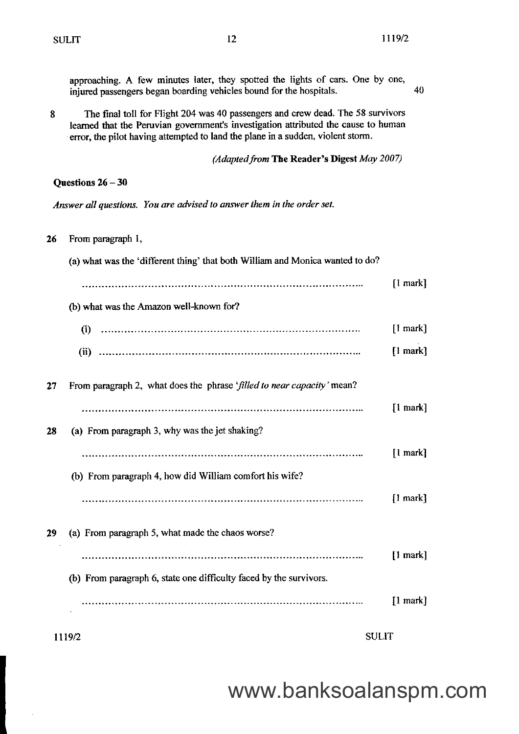approaching. A few minutes later, they spotted the lights of cars. One by one, injured passengers began boarding vehicles bound for the hospitals. 40

8 The final toll for Flight 204 was 40 passengers and crew dead. The 58 survivors learned that the Peruvian government's investigation attributed the cause to human error, the pilot having attempted to land the plane in a sudden, violent storm.

*(Adapted from* **The Reader's Digest** *May 2007)*

**Questions 26 – 30**

*Answer all questions. You are advised to answer them in the order set.*

**26** From paragraph 1,

(a) what was the 'different thing' that both William and Monica wanted to do?

.................................................................................. [1 mark]

(b) what was the Amazon well-known for?

(i) .................................................................................. [1 mark]

(ii) .................................................................................. [1 mark]

**27** From paragraph 2, what does the phrase '*filled to near capacity*' mean?

.................................................................................. [1 mark]

**28** (a) From paragraph 3, why was the jet shaking?

.................................................................................. [1 mark]

(b) From paragraph 4, how did William comfort his wife?

.................................................................................. [1 mark]

**29** (a) From paragraph 5, what made the chaos worse?

.................................................................................. [1 mark]

(b) From paragraph 6, state one difficulty faced by the survivors.

.................................................................................. [1 mark]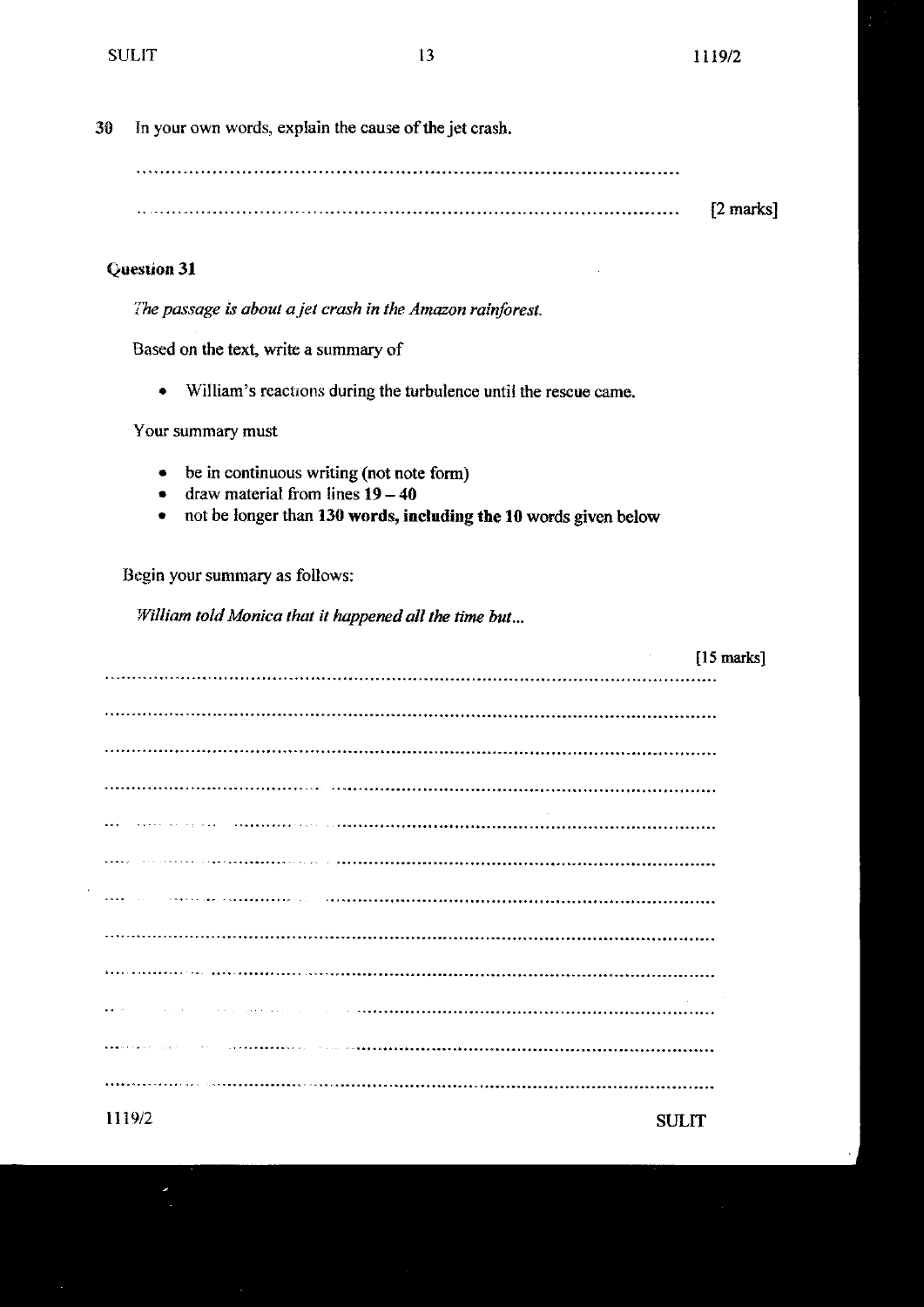30 In your own words, explain the cause of the jet crash.

..........................................................................................

.......................................................................................... [2 marks]

**Question 31**

*The passage is about a jet crash in the Amazon rainforest.*

Based on the text, write a summary of

- William's reactions during the turbulence until the rescue came.

Your summary must

- be in continuous writing (not note form)
- draw material from lines **19 – 40**
- not be longer than **130 words, including the 10** words given below

Begin your summary as follows:

*William told Monica that it happened all the time but...*

[15 marks]

..........................................................................................................

..........................................................................................................

..........................................................................................................

..........................................................................................................

..........................................................................................................

..........................................................................................................

..........................................................................................................

..........................................................................................................

..........................................................................................................

..........................................................................................................

..........................................................................................................

..........................................................................................................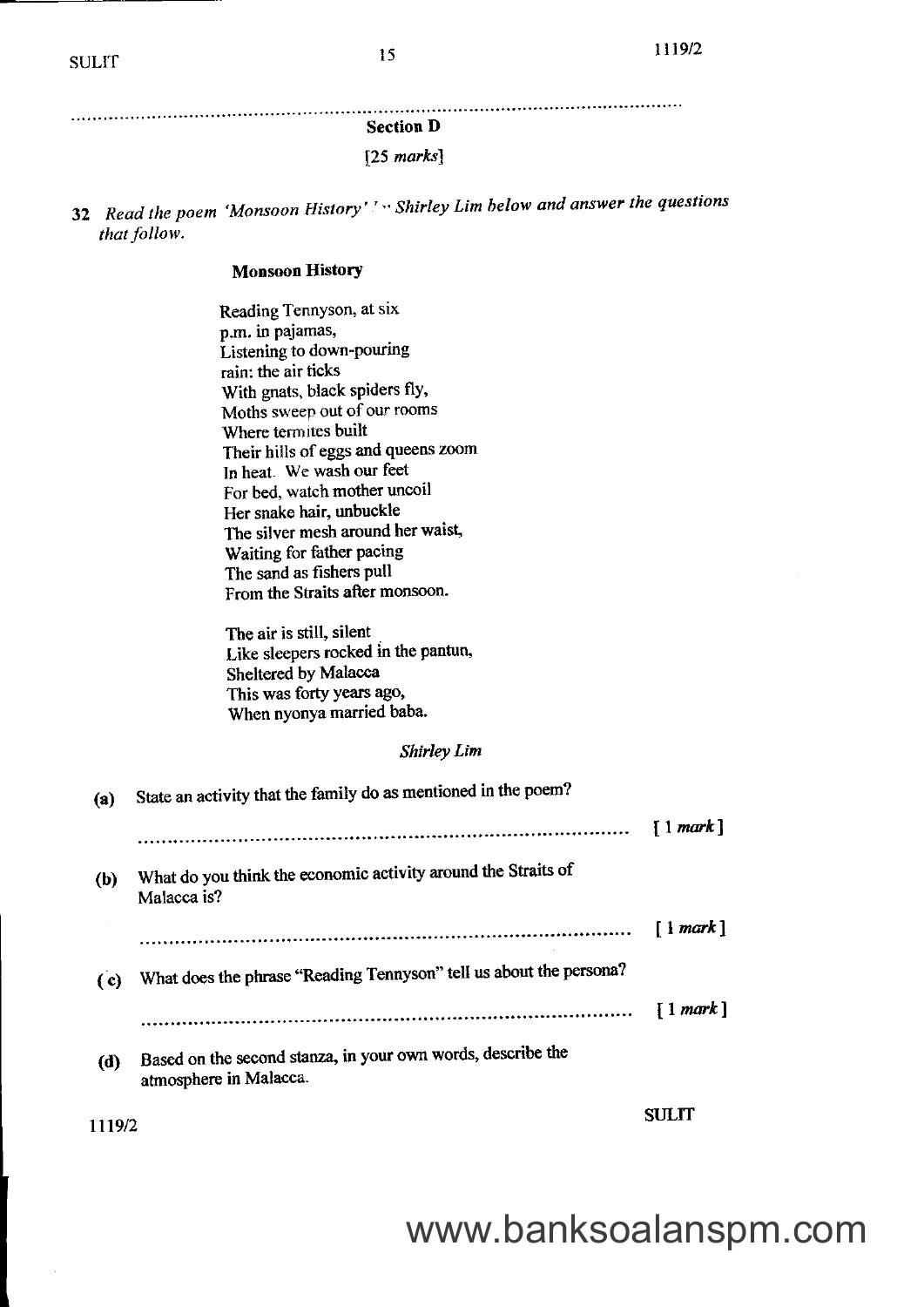## Section D

[25 *marks*]

**32** *Read the poem 'Monsoon History' by Shirley Lim below and answer the questions that follow.*

### Monsoon History

Reading Tennyson, at six  
p.m. in pajamas,  
Listening to down-pouring  
rain: the air ticks  
With gnats, black spiders fly,  
Moths sweep out of our rooms  
Where termites built  
Their hills of eggs and queens zoom  
In heat. We wash our feet  
For bed, watch mother uncoil  
Her snake hair, unbuckle  
The silver mesh around her waist,  
Waiting for father pacing  
The sand as fishers pull  
From the Straits after monsoon.

The air is still, silent  
Like sleepers rocked in the pantun,  
Sheltered by Malacca  
This was forty years ago,  
When nyonya married baba.

*Shirley Lim*

**(a)** State an activity that the family do as mentioned in the poem?

........................................................................................ [1 *mark*]

**(b)** What do you think the economic activity around the Straits of Malacca is?

........................................................................................ [1 *mark*]

**(c)** What does the phrase "Reading Tennyson" tell us about the persona?

........................................................................................ [1 *mark*]

**(d)** Based on the second stanza, in your own words, describe the atmosphere in Malacca.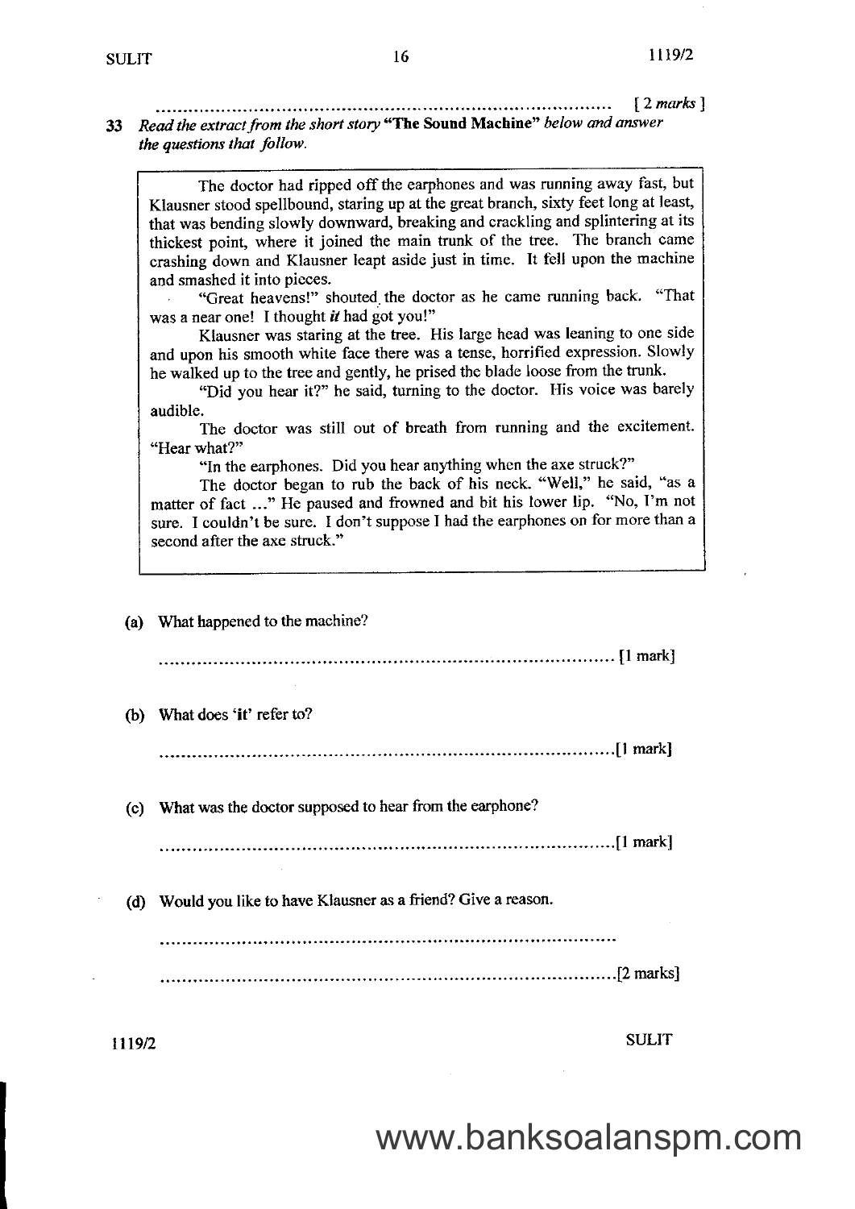.................................................................................... [ 2 *marks* ]

**33** *Read the extract from the short story* **"The Sound Machine"** *below and answer the questions that follow.*

> The doctor had ripped off the earphones and was running away fast, but Klausner stood spellbound, staring up at the great branch, sixty feet long at least, that was bending slowly downward, breaking and crackling and splintering at its thickest point, where it joined the main trunk of the tree. The branch came crashing down and Klausner leapt aside just in time. It fell upon the machine and smashed it into pieces.
>
> "Great heavens!" shouted the doctor as he came running back. "That was a near one! I thought ***it*** had got you!"
>
> Klausner was staring at the tree. His large head was leaning to one side and upon his smooth white face there was a tense, horrified expression. Slowly he walked up to the tree and gently, he prised the blade loose from the trunk.
>
> "Did you hear it?" he said, turning to the doctor. His voice was barely audible.
>
> The doctor was still out of breath from running and the excitement. "Hear what?"
>
> "In the earphones. Did you hear anything when the axe struck?"
>
> The doctor began to rub the back of his neck. "Well," he said, "as a matter of fact ..." He paused and frowned and bit his lower lip. "No, I'm not sure. I couldn't be sure. I don't suppose I had the earphones on for more than a second after the axe struck."

(a) What happened to the machine?

.................................................................................... [1 mark]

(b) What does '**it**' refer to?

.................................................................................... [1 mark]

(c) What was the doctor supposed to hear from the earphone?

.................................................................................... [1 mark]

(d) Would you like to have Klausner as a friend? Give a reason.

....................................................................................

.................................................................................... [2 marks]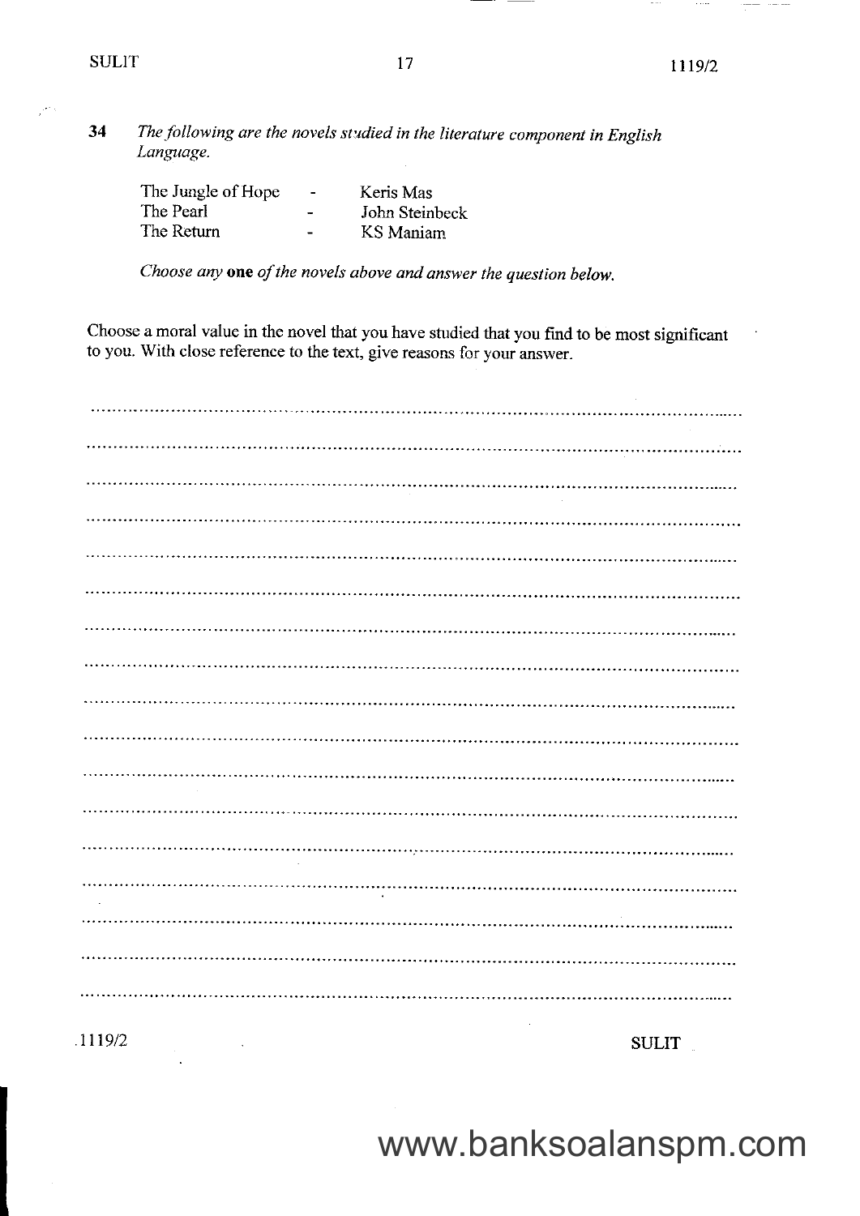**34** *The following are the novels studied in the literature component in English Language.*

| | | |
|---|---|---|
| The Jungle of Hope | - | Keris Mas |
| The Pearl | - | John Steinbeck |
| The Return | - | KS Maniam |

*Choose any* **one** *of the novels above and answer the question below.*

Choose a moral value in the novel that you have studied that you find to be most significant to you. With close reference to the text, give reasons for your answer.

..............................................................................................................................

..............................................................................................................................

..............................................................................................................................

..............................................................................................................................

..............................................................................................................................

..............................................................................................................................

..............................................................................................................................

..............................................................................................................................

..............................................................................................................................

..............................................................................................................................

..............................................................................................................................

..............................................................................................................................

..............................................................................................................................

..............................................................................................................................

..............................................................................................................................

..............................................................................................................................

..............................................................................................................................

www.banksoalanspm.com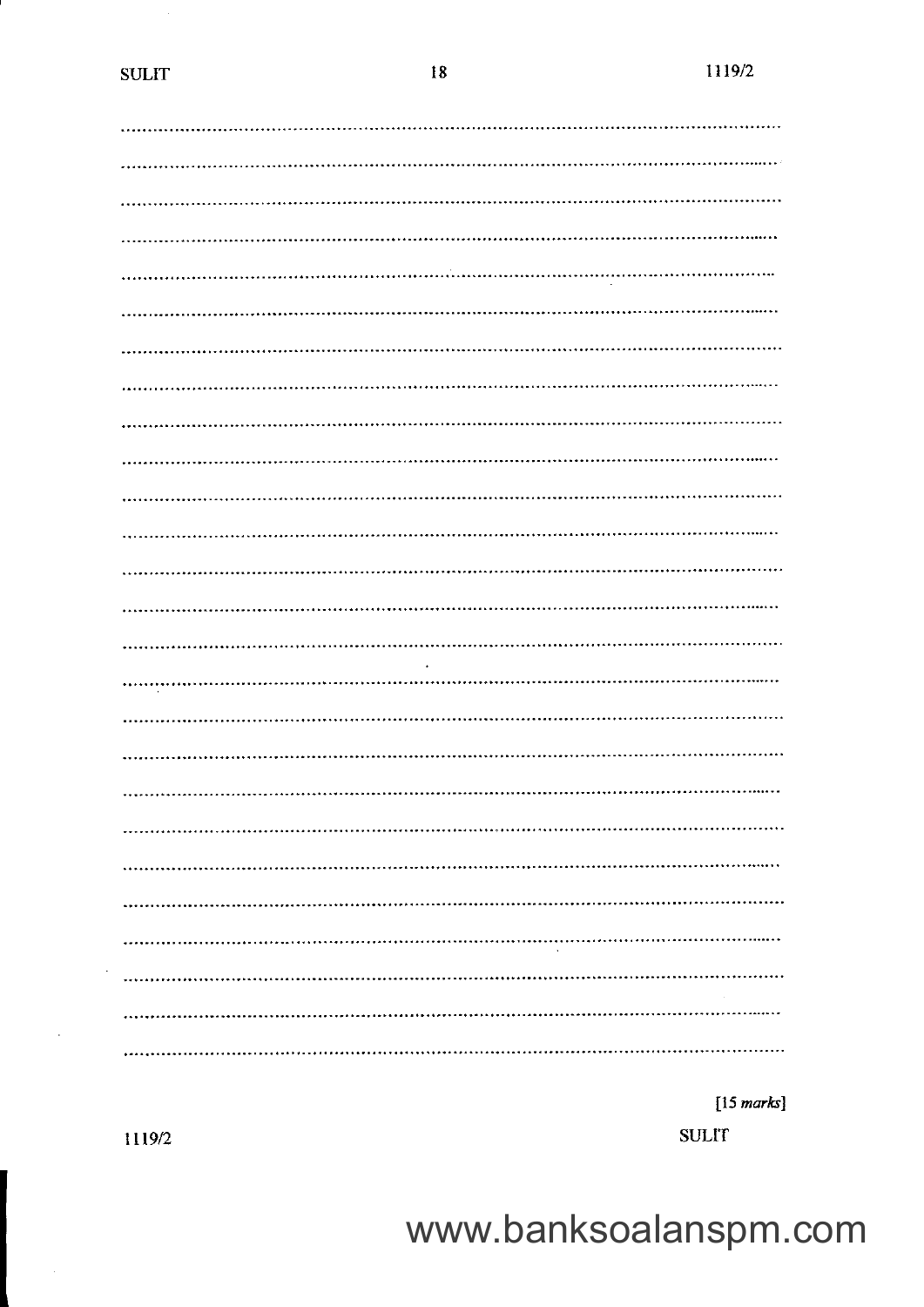[15 marks]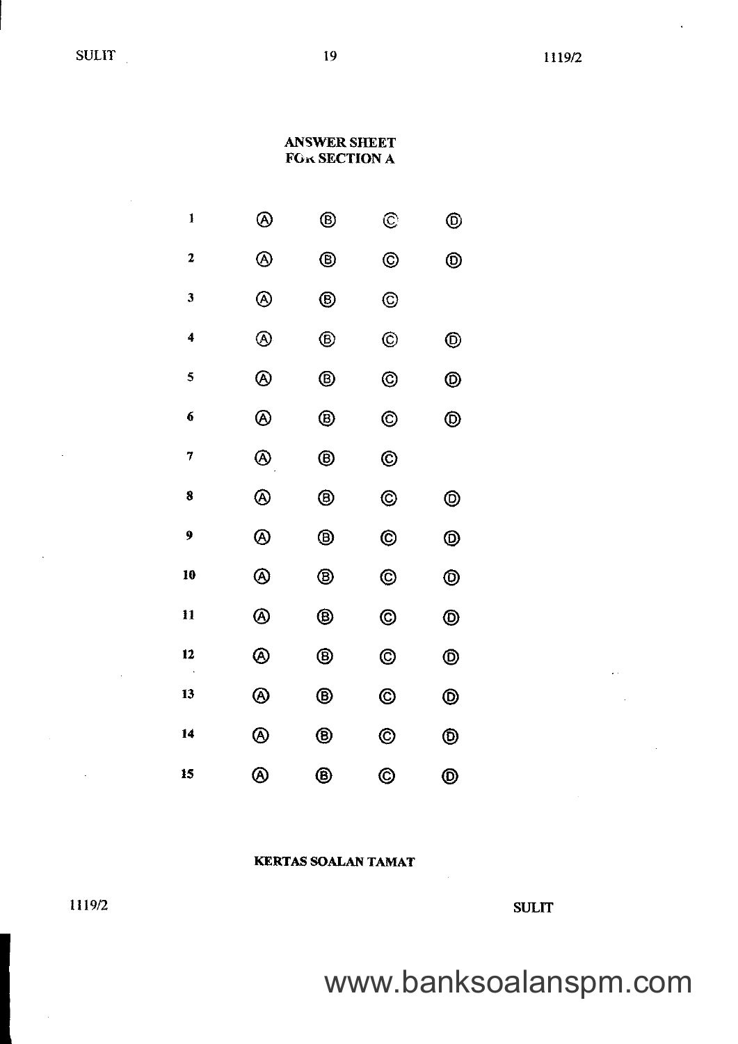## ANSWER SHEET
## FOR SECTION A

| | | | | |
|---|---|---|---|---|
| 1 | Ⓐ | Ⓑ | Ⓒ | Ⓓ |
| 2 | Ⓐ | Ⓑ | Ⓒ | Ⓓ |
| 3 | Ⓐ | Ⓑ | Ⓒ | |
| 4 | Ⓐ | Ⓑ | Ⓒ | Ⓓ |
| 5 | Ⓐ | Ⓑ | Ⓒ | Ⓓ |
| 6 | Ⓐ | Ⓑ | Ⓒ | Ⓓ |
| 7 | Ⓐ | Ⓑ | Ⓒ | |
| 8 | Ⓐ | Ⓑ | Ⓒ | Ⓓ |
| 9 | Ⓐ | Ⓑ | Ⓒ | Ⓓ |
| 10 | Ⓐ | Ⓑ | Ⓒ | Ⓓ |
| 11 | Ⓐ | Ⓑ | Ⓒ | Ⓓ |
| 12 | Ⓐ | Ⓑ | Ⓒ | Ⓓ |
| 13 | Ⓐ | Ⓑ | Ⓒ | Ⓓ |
| 14 | Ⓐ | Ⓑ | Ⓒ | Ⓓ |
| 15 | Ⓐ | Ⓑ | Ⓒ | Ⓓ |

**KERTAS SOALAN TAMAT**

www.banksoalanspm.com